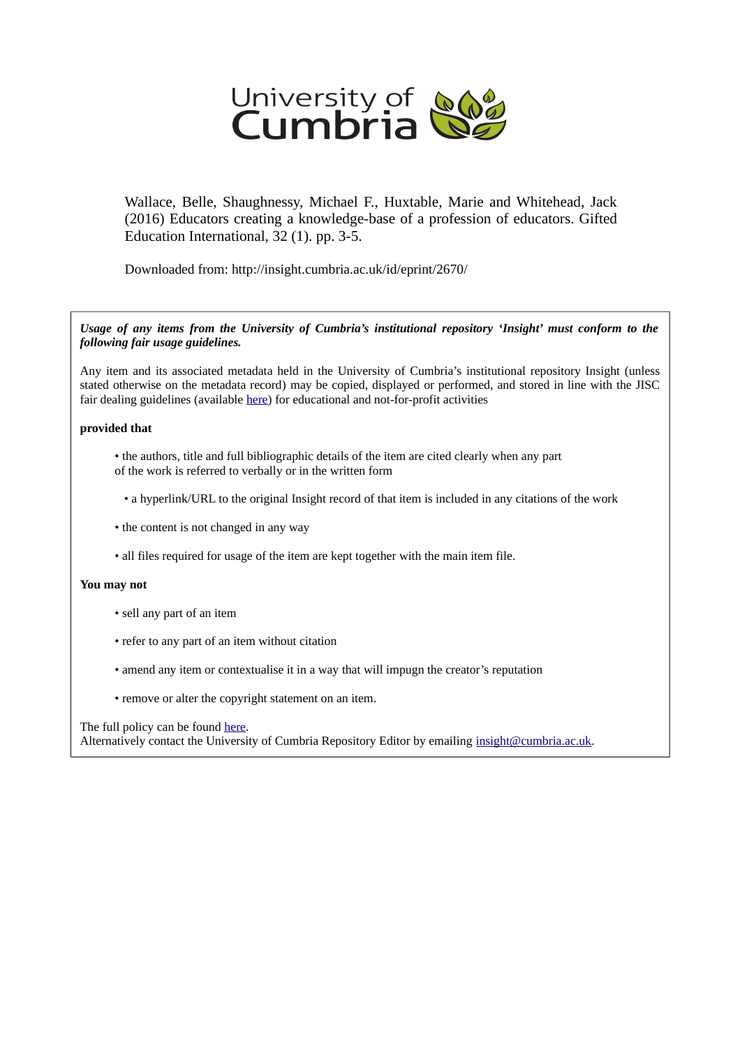University of Cumbria

Wallace, Belle, Shaughnessy, Michael F., Huxtable, Marie and Whitehead, Jack (2016) Educators creating a knowledge-base of a profession of educators. Gifted Education International, 32 (1). pp. 3-5.

Downloaded from: http://insight.cumbria.ac.uk/id/eprint/2670/

***Usage of any items from the University of Cumbria's institutional repository 'Insight' must conform to the following fair usage guidelines.***

Any item and its associated metadata held in the University of Cumbria's institutional repository Insight (unless stated otherwise on the metadata record) may be copied, displayed or performed, and stored in line with the JISC fair dealing guidelines (available here) for educational and not-for-profit activities

**provided that**

- the authors, title and full bibliographic details of the item are cited clearly when any part of the work is referred to verbally or in the written form
- a hyperlink/URL to the original Insight record of that item is included in any citations of the work
- the content is not changed in any way
- all files required for usage of the item are kept together with the main item file.

**You may not**

- sell any part of an item
- refer to any part of an item without citation
- amend any item or contextualise it in a way that will impugn the creator's reputation
- remove or alter the copyright statement on an item.

The full policy can be found here.
Alternatively contact the University of Cumbria Repository Editor by emailing insight@cumbria.ac.uk.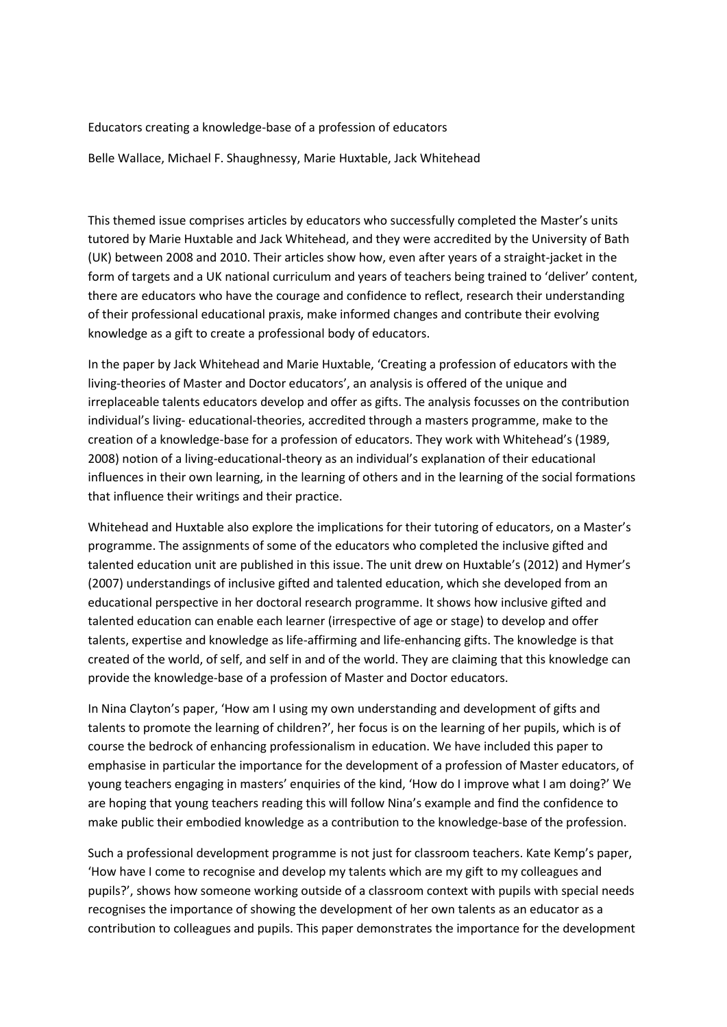Educators creating a knowledge-base of a profession of educators

Belle Wallace, Michael F. Shaughnessy, Marie Huxtable, Jack Whitehead

This themed issue comprises articles by educators who successfully completed the Master's units tutored by Marie Huxtable and Jack Whitehead, and they were accredited by the University of Bath (UK) between 2008 and 2010. Their articles show how, even after years of a straight-jacket in the form of targets and a UK national curriculum and years of teachers being trained to 'deliver' content, there are educators who have the courage and confidence to reflect, research their understanding of their professional educational praxis, make informed changes and contribute their evolving knowledge as a gift to create a professional body of educators.

In the paper by Jack Whitehead and Marie Huxtable, 'Creating a profession of educators with the living-theories of Master and Doctor educators', an analysis is offered of the unique and irreplaceable talents educators develop and offer as gifts. The analysis focusses on the contribution individual's living- educational-theories, accredited through a masters programme, make to the creation of a knowledge-base for a profession of educators. They work with Whitehead's (1989, 2008) notion of a living-educational-theory as an individual's explanation of their educational influences in their own learning, in the learning of others and in the learning of the social formations that influence their writings and their practice.

Whitehead and Huxtable also explore the implications for their tutoring of educators, on a Master's programme. The assignments of some of the educators who completed the inclusive gifted and talented education unit are published in this issue. The unit drew on Huxtable's (2012) and Hymer's (2007) understandings of inclusive gifted and talented education, which she developed from an educational perspective in her doctoral research programme. It shows how inclusive gifted and talented education can enable each learner (irrespective of age or stage) to develop and offer talents, expertise and knowledge as life-affirming and life-enhancing gifts. The knowledge is that created of the world, of self, and self in and of the world. They are claiming that this knowledge can provide the knowledge-base of a profession of Master and Doctor educators.

In Nina Clayton's paper, 'How am I using my own understanding and development of gifts and talents to promote the learning of children?', her focus is on the learning of her pupils, which is of course the bedrock of enhancing professionalism in education. We have included this paper to emphasise in particular the importance for the development of a profession of Master educators, of young teachers engaging in masters' enquiries of the kind, 'How do I improve what I am doing?' We are hoping that young teachers reading this will follow Nina's example and find the confidence to make public their embodied knowledge as a contribution to the knowledge-base of the profession.

Such a professional development programme is not just for classroom teachers. Kate Kemp's paper, 'How have I come to recognise and develop my talents which are my gift to my colleagues and pupils?', shows how someone working outside of a classroom context with pupils with special needs recognises the importance of showing the development of her own talents as an educator as a contribution to colleagues and pupils. This paper demonstrates the importance for the development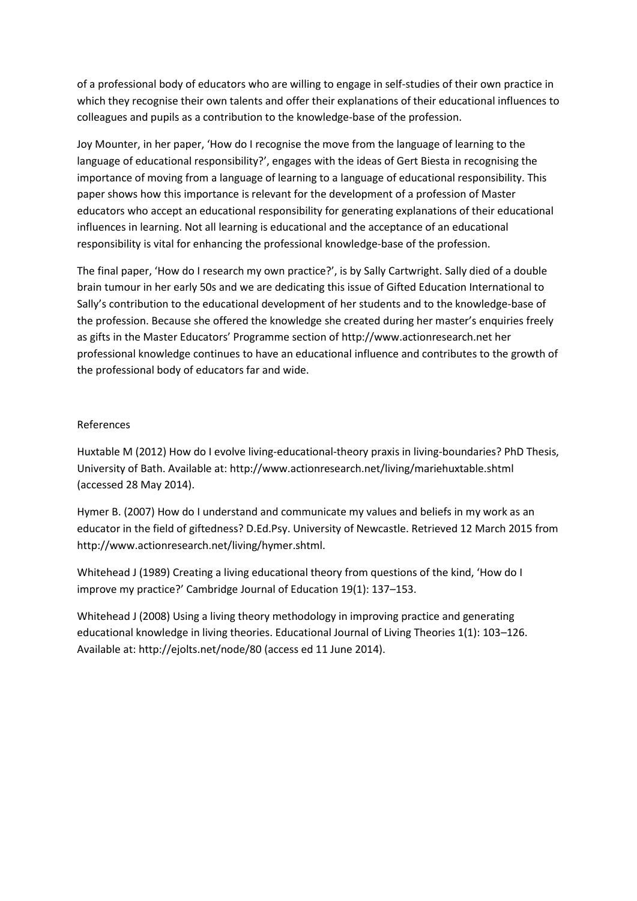of a professional body of educators who are willing to engage in self-studies of their own practice in which they recognise their own talents and offer their explanations of their educational influences to colleagues and pupils as a contribution to the knowledge-base of the profession.

Joy Mounter, in her paper, 'How do I recognise the move from the language of learning to the language of educational responsibility?', engages with the ideas of Gert Biesta in recognising the importance of moving from a language of learning to a language of educational responsibility. This paper shows how this importance is relevant for the development of a profession of Master educators who accept an educational responsibility for generating explanations of their educational influences in learning. Not all learning is educational and the acceptance of an educational responsibility is vital for enhancing the professional knowledge-base of the profession.

The final paper, 'How do I research my own practice?', is by Sally Cartwright. Sally died of a double brain tumour in her early 50s and we are dedicating this issue of Gifted Education International to Sally's contribution to the educational development of her students and to the knowledge-base of the profession. Because she offered the knowledge she created during her master's enquiries freely as gifts in the Master Educators' Programme section of http://www.actionresearch.net her professional knowledge continues to have an educational influence and contributes to the growth of the professional body of educators far and wide.

References

Huxtable M (2012) How do I evolve living-educational-theory praxis in living-boundaries? PhD Thesis, University of Bath. Available at: http://www.actionresearch.net/living/mariehuxtable.shtml (accessed 28 May 2014).

Hymer B. (2007) How do I understand and communicate my values and beliefs in my work as an educator in the field of giftedness? D.Ed.Psy. University of Newcastle. Retrieved 12 March 2015 from http://www.actionresearch.net/living/hymer.shtml.

Whitehead J (1989) Creating a living educational theory from questions of the kind, 'How do I improve my practice?' Cambridge Journal of Education 19(1): 137–153.

Whitehead J (2008) Using a living theory methodology in improving practice and generating educational knowledge in living theories. Educational Journal of Living Theories 1(1): 103–126. Available at: http://ejolts.net/node/80 (access ed 11 June 2014).